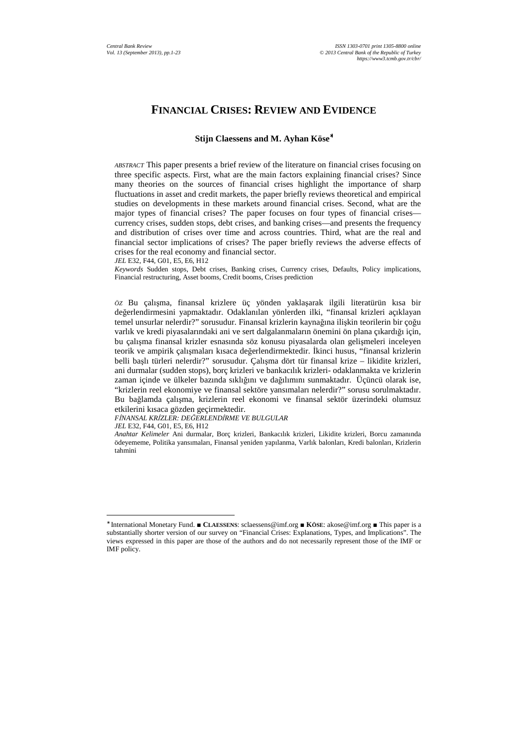# FINANCIAL CRISES: REVIEW AND EVIDENCE

**Stijn Claessens and M. Ayhan Köse**[*]

*ABSTRACT* This paper presents a brief review of the literature on financial crises focusing on three specific aspects. First, what are the main factors explaining financial crises? Since many theories on the sources of financial crises highlight the importance of sharp fluctuations in asset and credit markets, the paper briefly reviews theoretical and empirical studies on developments in these markets around financial crises. Second, what are the major types of financial crises? The paper focuses on four types of financial crises—currency crises, sudden stops, debt crises, and banking crises—and presents the frequency and distribution of crises over time and across countries. Third, what are the real and financial sector implications of crises? The paper briefly reviews the adverse effects of crises for the real economy and financial sector.

*JEL* E32, F44, G01, E5, E6, H12

*Keywords* Sudden stops, Debt crises, Banking crises, Currency crises, Defaults, Policy implications, Financial restructuring, Asset booms, Credit booms, Crises prediction

*ÖZ* Bu çalışma, finansal krizlere üç yönden yaklaşarak ilgili literatürün kısa bir değerlendirmesini yapmaktadır. Odaklanılan yönlerden ilki, "finansal krizleri açıklayan temel unsurlar nelerdir?" sorusudur. Finansal krizlerin kaynağına ilişkin teorilerin bir çoğu varlık ve kredi piyasalarındaki ani ve sert dalgalanmaların önemini ön plana çıkardığı için, bu çalışma finansal krizler esnasında söz konusu piyasalarda olan gelişmeleri inceleyen teorik ve ampirik çalışmaları kısaca değerlendirmektedir. İkinci husus, "finansal krizlerin belli başlı türleri nelerdir?" sorusudur. Çalışma dört tür finansal krize – likidite krizleri, ani durmalar (sudden stops), borç krizleri ve bankacılık krizleri- odaklanmakta ve krizlerin zaman içinde ve ülkeler bazında sıklığını ve dağılımını sunmaktadır. Üçüncü olarak ise, "krizlerin reel ekonomiye ve finansal sektöre yansımaları nelerdir?" sorusu sorulmaktadır. Bu bağlamda çalışma, krizlerin reel ekonomi ve finansal sektör üzerindeki olumsuz etkilerini kısaca gözden geçirmektedir.

*FİNANSAL KRİZLER: DEĞERLENDİRME VE BULGULAR*

*JEL* E32, F44, G01, E5, E6, H12

*Anahtar Kelimeler* Ani durmalar, Borç krizleri, Bankacılık krizleri, Likidite krizleri, Borcu zamanında ödeyememe, Politika yansımaları, Finansal yeniden yapılanma, Varlık balonları, Kredi balonları, Krizlerin tahmini

---

[*] International Monetary Fund. ■ **CLAESSENS**: sclaessens@imf.org ■ **KÖSE**: akose@imf.org ■ This paper is a substantially shorter version of our survey on "Financial Crises: Explanations, Types, and Implications". The views expressed in this paper are those of the authors and do not necessarily represent those of the IMF or IMF policy.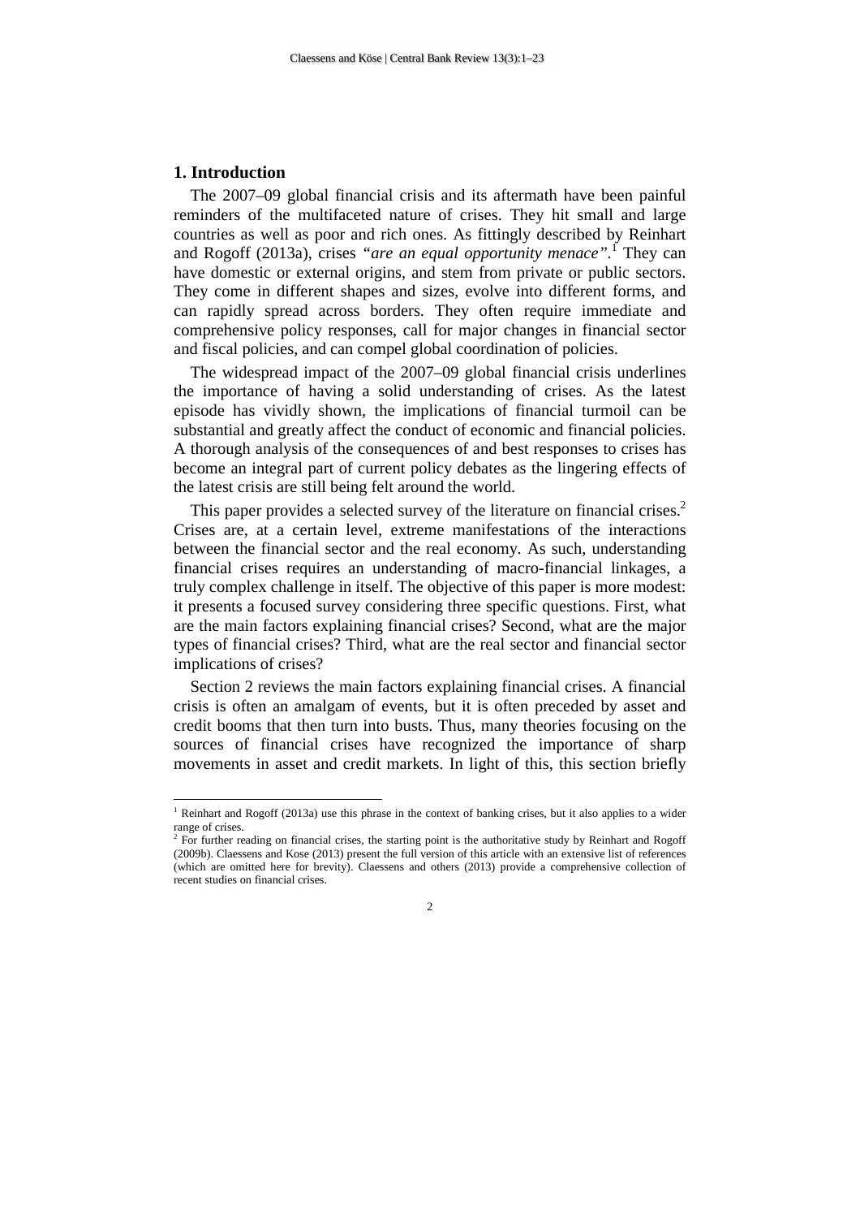## 1. Introduction

The 2007–09 global financial crisis and its aftermath have been painful reminders of the multifaceted nature of crises. They hit small and large countries as well as poor and rich ones. As fittingly described by Reinhart and Rogoff (2013a), crises *"are an equal opportunity menace"*.[1] They can have domestic or external origins, and stem from private or public sectors. They come in different shapes and sizes, evolve into different forms, and can rapidly spread across borders. They often require immediate and comprehensive policy responses, call for major changes in financial sector and fiscal policies, and can compel global coordination of policies.

The widespread impact of the 2007–09 global financial crisis underlines the importance of having a solid understanding of crises. As the latest episode has vividly shown, the implications of financial turmoil can be substantial and greatly affect the conduct of economic and financial policies. A thorough analysis of the consequences of and best responses to crises has become an integral part of current policy debates as the lingering effects of the latest crisis are still being felt around the world.

This paper provides a selected survey of the literature on financial crises.[2] Crises are, at a certain level, extreme manifestations of the interactions between the financial sector and the real economy. As such, understanding financial crises requires an understanding of macro-financial linkages, a truly complex challenge in itself. The objective of this paper is more modest: it presents a focused survey considering three specific questions. First, what are the main factors explaining financial crises? Second, what are the major types of financial crises? Third, what are the real sector and financial sector implications of crises?

Section 2 reviews the main factors explaining financial crises. A financial crisis is often an amalgam of events, but it is often preceded by asset and credit booms that then turn into busts. Thus, many theories focusing on the sources of financial crises have recognized the importance of sharp movements in asset and credit markets. In light of this, this section briefly

---

[1] Reinhart and Rogoff (2013a) use this phrase in the context of banking crises, but it also applies to a wider range of crises.

[2] For further reading on financial crises, the starting point is the authoritative study by Reinhart and Rogoff (2009b). Claessens and Kose (2013) present the full version of this article with an extensive list of references (which are omitted here for brevity). Claessens and others (2013) provide a comprehensive collection of recent studies on financial crises.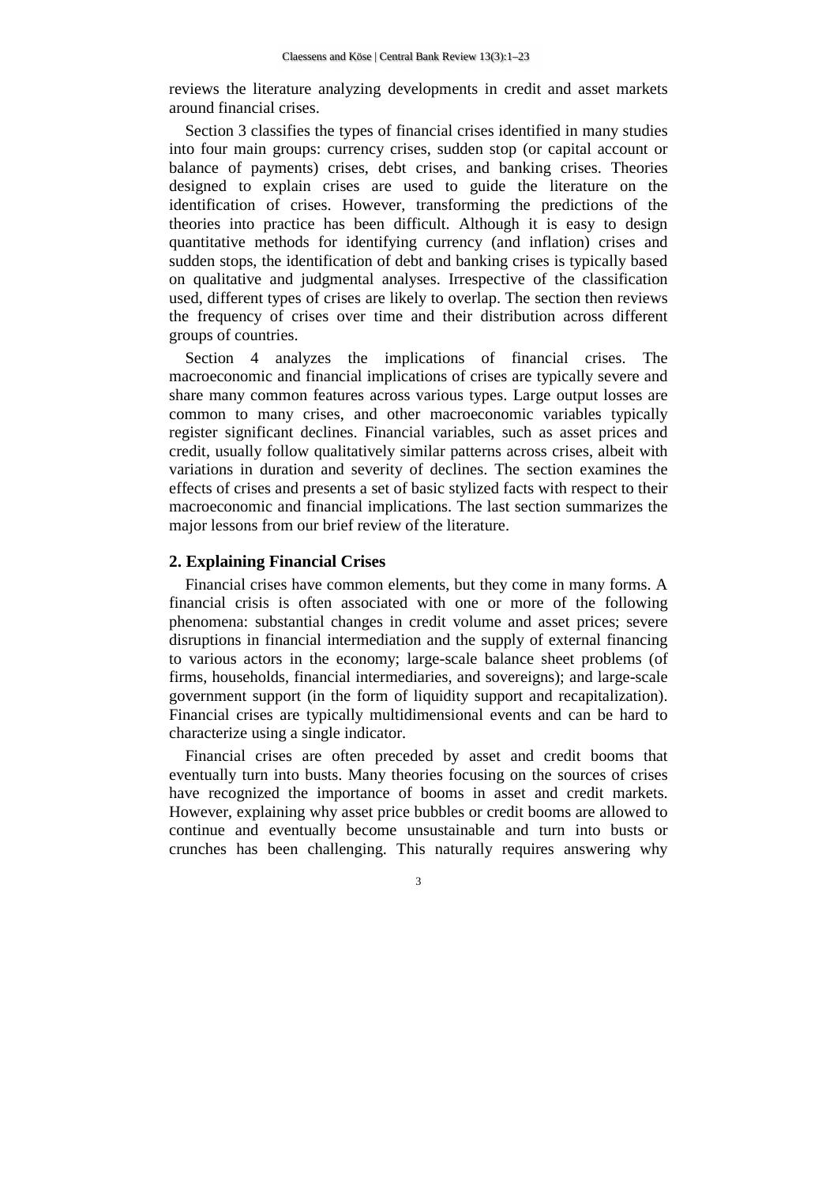reviews the literature analyzing developments in credit and asset markets around financial crises.

Section 3 classifies the types of financial crises identified in many studies into four main groups: currency crises, sudden stop (or capital account or balance of payments) crises, debt crises, and banking crises. Theories designed to explain crises are used to guide the literature on the identification of crises. However, transforming the predictions of the theories into practice has been difficult. Although it is easy to design quantitative methods for identifying currency (and inflation) crises and sudden stops, the identification of debt and banking crises is typically based on qualitative and judgmental analyses. Irrespective of the classification used, different types of crises are likely to overlap. The section then reviews the frequency of crises over time and their distribution across different groups of countries.

Section 4 analyzes the implications of financial crises. The macroeconomic and financial implications of crises are typically severe and share many common features across various types. Large output losses are common to many crises, and other macroeconomic variables typically register significant declines. Financial variables, such as asset prices and credit, usually follow qualitatively similar patterns across crises, albeit with variations in duration and severity of declines. The section examines the effects of crises and presents a set of basic stylized facts with respect to their macroeconomic and financial implications. The last section summarizes the major lessons from our brief review of the literature.

## 2. Explaining Financial Crises

Financial crises have common elements, but they come in many forms. A financial crisis is often associated with one or more of the following phenomena: substantial changes in credit volume and asset prices; severe disruptions in financial intermediation and the supply of external financing to various actors in the economy; large-scale balance sheet problems (of firms, households, financial intermediaries, and sovereigns); and large-scale government support (in the form of liquidity support and recapitalization). Financial crises are typically multidimensional events and can be hard to characterize using a single indicator.

Financial crises are often preceded by asset and credit booms that eventually turn into busts. Many theories focusing on the sources of crises have recognized the importance of booms in asset and credit markets. However, explaining why asset price bubbles or credit booms are allowed to continue and eventually become unsustainable and turn into busts or crunches has been challenging. This naturally requires answering why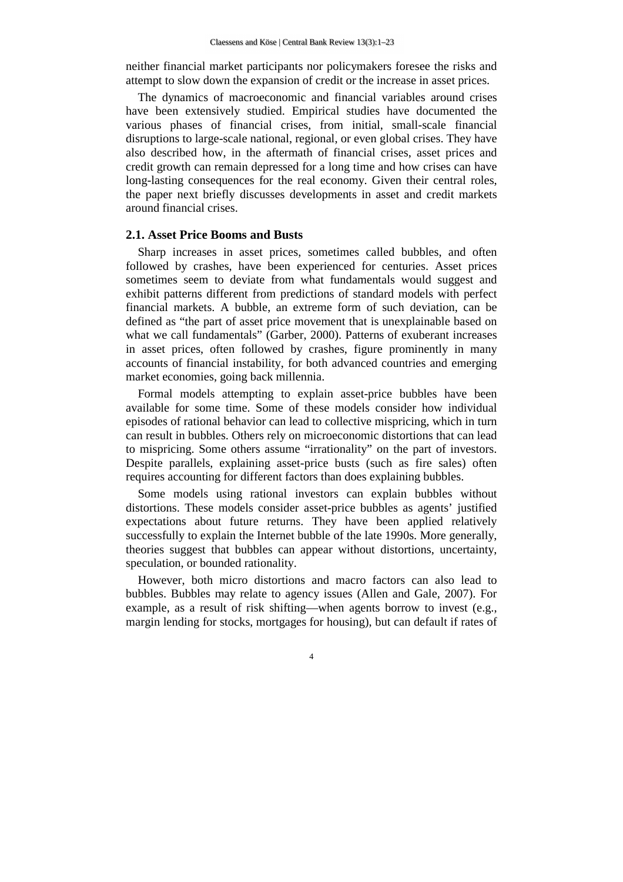neither financial market participants nor policymakers foresee the risks and attempt to slow down the expansion of credit or the increase in asset prices.

The dynamics of macroeconomic and financial variables around crises have been extensively studied. Empirical studies have documented the various phases of financial crises, from initial, small-scale financial disruptions to large-scale national, regional, or even global crises. They have also described how, in the aftermath of financial crises, asset prices and credit growth can remain depressed for a long time and how crises can have long-lasting consequences for the real economy. Given their central roles, the paper next briefly discusses developments in asset and credit markets around financial crises.

### 2.1. Asset Price Booms and Busts

Sharp increases in asset prices, sometimes called bubbles, and often followed by crashes, have been experienced for centuries. Asset prices sometimes seem to deviate from what fundamentals would suggest and exhibit patterns different from predictions of standard models with perfect financial markets. A bubble, an extreme form of such deviation, can be defined as "the part of asset price movement that is unexplainable based on what we call fundamentals" (Garber, 2000). Patterns of exuberant increases in asset prices, often followed by crashes, figure prominently in many accounts of financial instability, for both advanced countries and emerging market economies, going back millennia.

Formal models attempting to explain asset-price bubbles have been available for some time. Some of these models consider how individual episodes of rational behavior can lead to collective mispricing, which in turn can result in bubbles. Others rely on microeconomic distortions that can lead to mispricing. Some others assume "irrationality" on the part of investors. Despite parallels, explaining asset-price busts (such as fire sales) often requires accounting for different factors than does explaining bubbles.

Some models using rational investors can explain bubbles without distortions. These models consider asset-price bubbles as agents' justified expectations about future returns. They have been applied relatively successfully to explain the Internet bubble of the late 1990s. More generally, theories suggest that bubbles can appear without distortions, uncertainty, speculation, or bounded rationality.

However, both micro distortions and macro factors can also lead to bubbles. Bubbles may relate to agency issues (Allen and Gale, 2007). For example, as a result of risk shifting—when agents borrow to invest (e.g., margin lending for stocks, mortgages for housing), but can default if rates of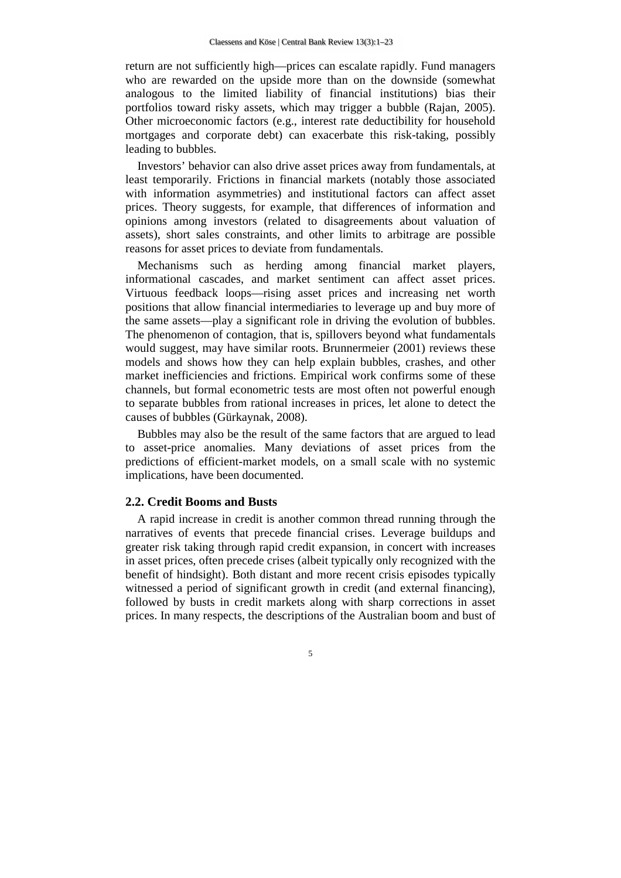return are not sufficiently high—prices can escalate rapidly. Fund managers who are rewarded on the upside more than on the downside (somewhat analogous to the limited liability of financial institutions) bias their portfolios toward risky assets, which may trigger a bubble (Rajan, 2005). Other microeconomic factors (e.g., interest rate deductibility for household mortgages and corporate debt) can exacerbate this risk-taking, possibly leading to bubbles.

Investors' behavior can also drive asset prices away from fundamentals, at least temporarily. Frictions in financial markets (notably those associated with information asymmetries) and institutional factors can affect asset prices. Theory suggests, for example, that differences of information and opinions among investors (related to disagreements about valuation of assets), short sales constraints, and other limits to arbitrage are possible reasons for asset prices to deviate from fundamentals.

Mechanisms such as herding among financial market players, informational cascades, and market sentiment can affect asset prices. Virtuous feedback loops—rising asset prices and increasing net worth positions that allow financial intermediaries to leverage up and buy more of the same assets—play a significant role in driving the evolution of bubbles. The phenomenon of contagion, that is, spillovers beyond what fundamentals would suggest, may have similar roots. Brunnermeier (2001) reviews these models and shows how they can help explain bubbles, crashes, and other market inefficiencies and frictions. Empirical work confirms some of these channels, but formal econometric tests are most often not powerful enough to separate bubbles from rational increases in prices, let alone to detect the causes of bubbles (Gürkaynak, 2008).

Bubbles may also be the result of the same factors that are argued to lead to asset-price anomalies. Many deviations of asset prices from the predictions of efficient-market models, on a small scale with no systemic implications, have been documented.

## 2.2. Credit Booms and Busts

A rapid increase in credit is another common thread running through the narratives of events that precede financial crises. Leverage buildups and greater risk taking through rapid credit expansion, in concert with increases in asset prices, often precede crises (albeit typically only recognized with the benefit of hindsight). Both distant and more recent crisis episodes typically witnessed a period of significant growth in credit (and external financing), followed by busts in credit markets along with sharp corrections in asset prices. In many respects, the descriptions of the Australian boom and bust of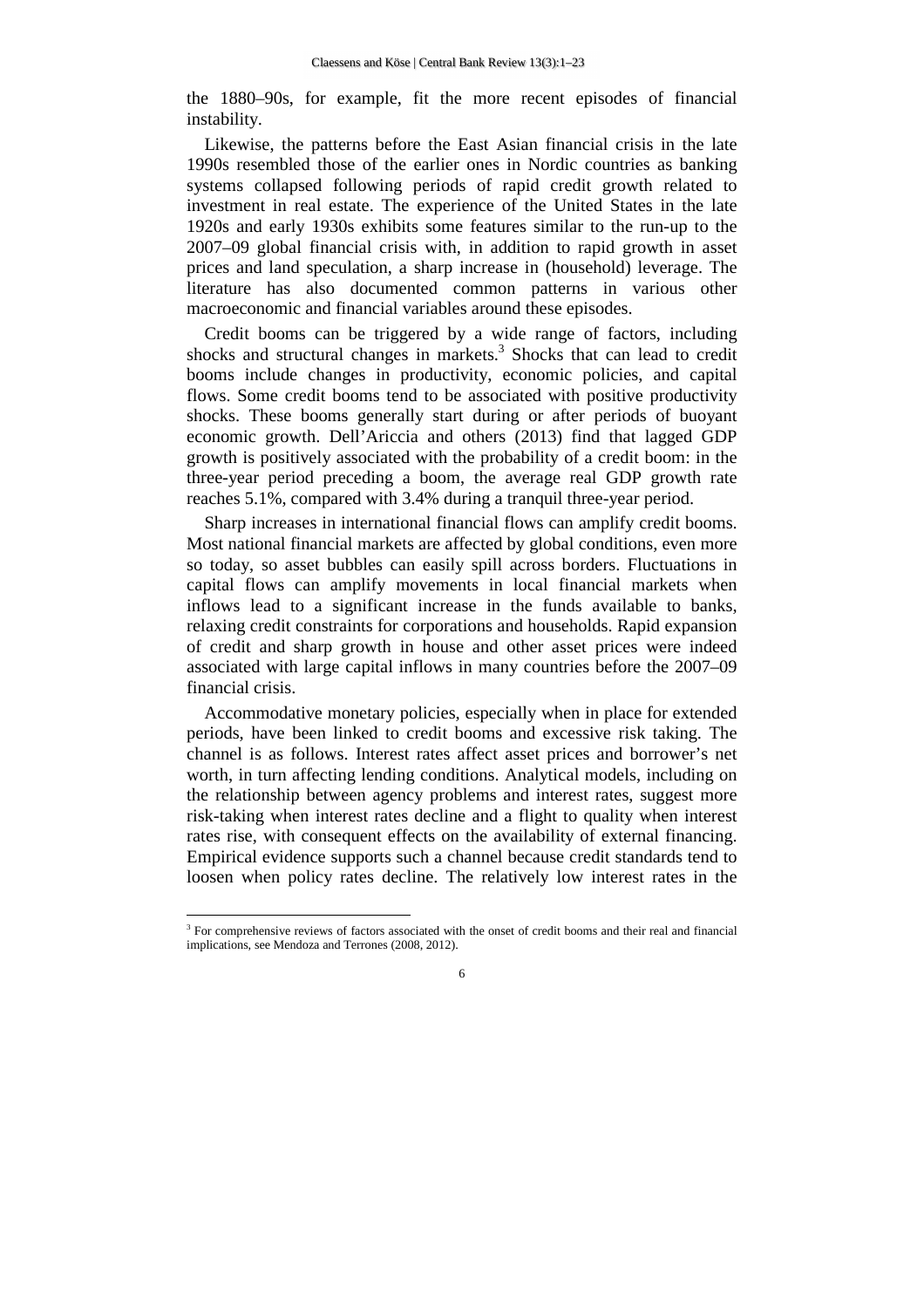the 1880–90s, for example, fit the more recent episodes of financial instability.

Likewise, the patterns before the East Asian financial crisis in the late 1990s resembled those of the earlier ones in Nordic countries as banking systems collapsed following periods of rapid credit growth related to investment in real estate. The experience of the United States in the late 1920s and early 1930s exhibits some features similar to the run-up to the 2007–09 global financial crisis with, in addition to rapid growth in asset prices and land speculation, a sharp increase in (household) leverage. The literature has also documented common patterns in various other macroeconomic and financial variables around these episodes.

Credit booms can be triggered by a wide range of factors, including shocks and structural changes in markets.[3] Shocks that can lead to credit booms include changes in productivity, economic policies, and capital flows. Some credit booms tend to be associated with positive productivity shocks. These booms generally start during or after periods of buoyant economic growth. Dell'Ariccia and others (2013) find that lagged GDP growth is positively associated with the probability of a credit boom: in the three-year period preceding a boom, the average real GDP growth rate reaches 5.1%, compared with 3.4% during a tranquil three-year period.

Sharp increases in international financial flows can amplify credit booms. Most national financial markets are affected by global conditions, even more so today, so asset bubbles can easily spill across borders. Fluctuations in capital flows can amplify movements in local financial markets when inflows lead to a significant increase in the funds available to banks, relaxing credit constraints for corporations and households. Rapid expansion of credit and sharp growth in house and other asset prices were indeed associated with large capital inflows in many countries before the 2007–09 financial crisis.

Accommodative monetary policies, especially when in place for extended periods, have been linked to credit booms and excessive risk taking. The channel is as follows. Interest rates affect asset prices and borrower's net worth, in turn affecting lending conditions. Analytical models, including on the relationship between agency problems and interest rates, suggest more risk-taking when interest rates decline and a flight to quality when interest rates rise, with consequent effects on the availability of external financing. Empirical evidence supports such a channel because credit standards tend to loosen when policy rates decline. The relatively low interest rates in the

---

[3] For comprehensive reviews of factors associated with the onset of credit booms and their real and financial implications, see Mendoza and Terrones (2008, 2012).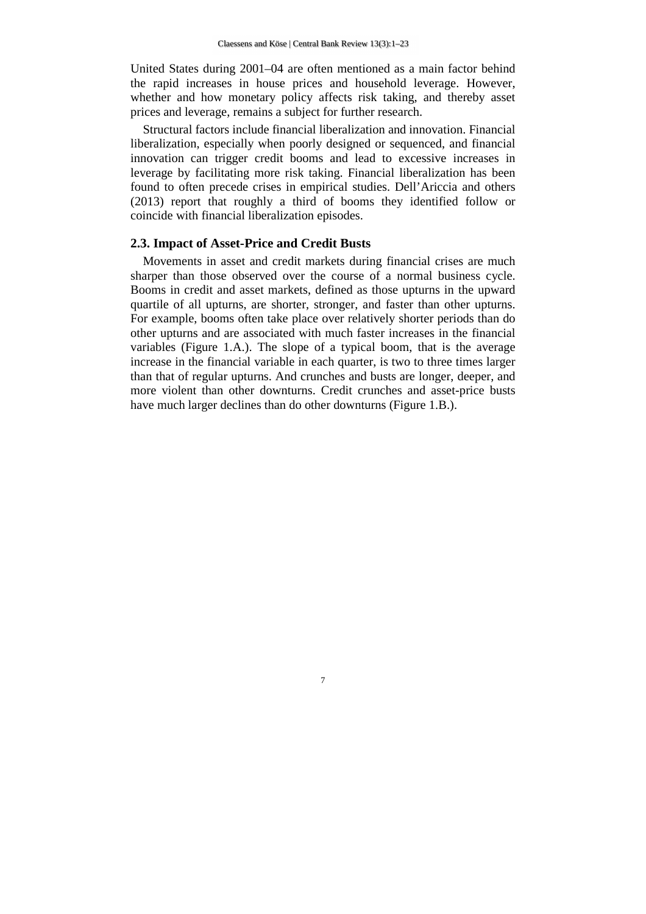United States during 2001–04 are often mentioned as a main factor behind the rapid increases in house prices and household leverage. However, whether and how monetary policy affects risk taking, and thereby asset prices and leverage, remains a subject for further research.

Structural factors include financial liberalization and innovation. Financial liberalization, especially when poorly designed or sequenced, and financial innovation can trigger credit booms and lead to excessive increases in leverage by facilitating more risk taking. Financial liberalization has been found to often precede crises in empirical studies. Dell'Ariccia and others (2013) report that roughly a third of booms they identified follow or coincide with financial liberalization episodes.

### 2.3. Impact of Asset-Price and Credit Busts

Movements in asset and credit markets during financial crises are much sharper than those observed over the course of a normal business cycle. Booms in credit and asset markets, defined as those upturns in the upward quartile of all upturns, are shorter, stronger, and faster than other upturns. For example, booms often take place over relatively shorter periods than do other upturns and are associated with much faster increases in the financial variables (Figure 1.A.). The slope of a typical boom, that is the average increase in the financial variable in each quarter, is two to three times larger than that of regular upturns. And crunches and busts are longer, deeper, and more violent than other downturns. Credit crunches and asset-price busts have much larger declines than do other downturns (Figure 1.B.).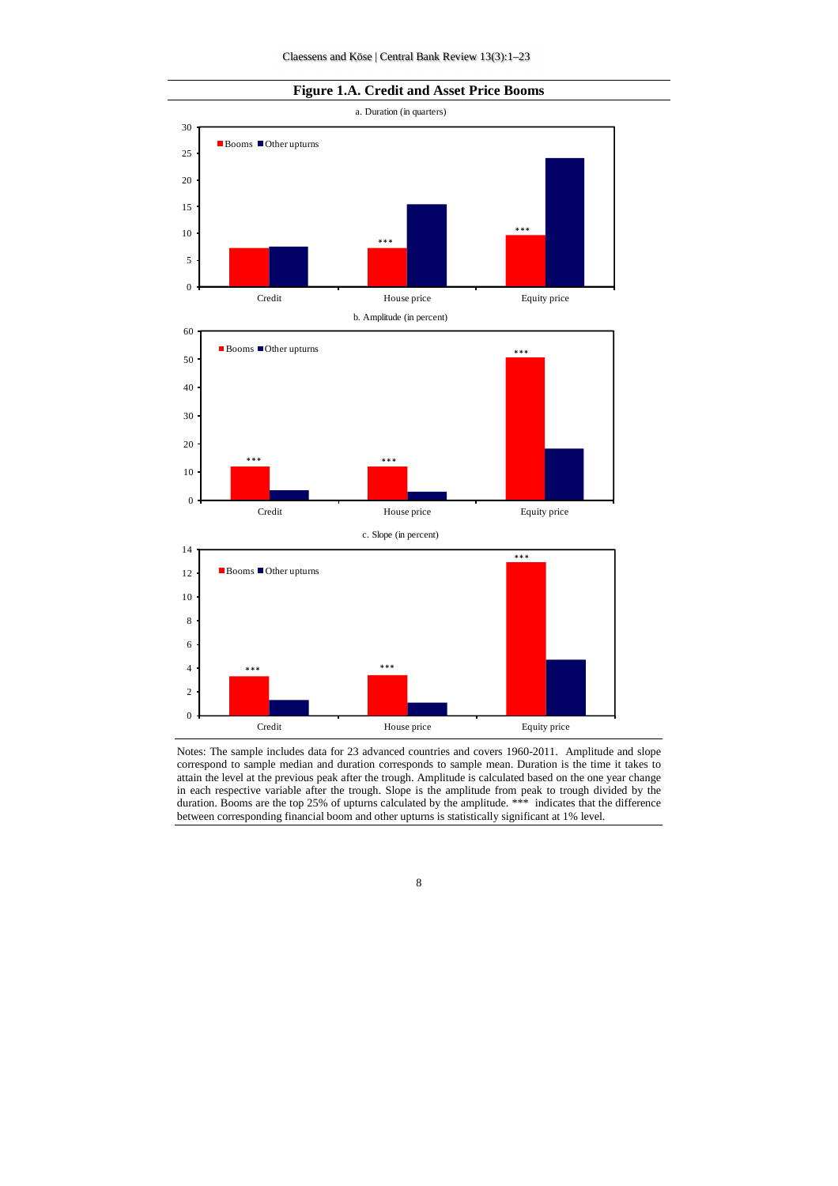**Figure 1.A. Credit and Asset Price Booms**

a. Duration (in quarters)

b. Amplitude (in percent)

c. Slope (in percent)

Notes: The sample includes data for 23 advanced countries and covers 1960-2011. Amplitude and slope correspond to sample median and duration corresponds to sample mean. Duration is the time it takes to attain the level at the previous peak after the trough. Amplitude is calculated based on the one year change in each respective variable after the trough. Slope is the amplitude from peak to trough divided by the duration. Booms are the top 25% of upturns calculated by the amplitude. *** indicates that the difference between corresponding financial boom and other upturns is statistically significant at 1% level.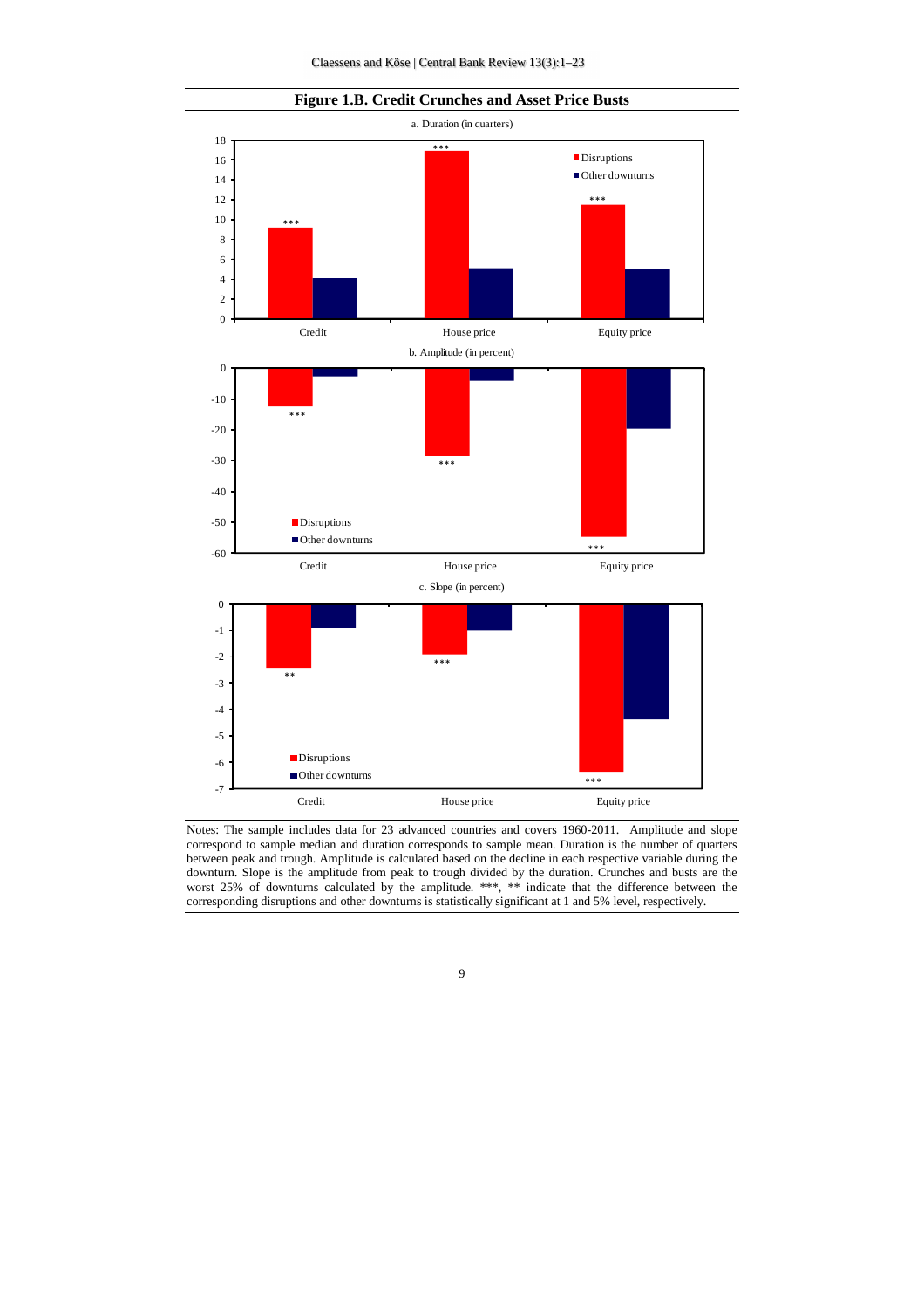**Figure 1.B. Credit Crunches and Asset Price Busts**

a. Duration (in quarters)

b. Amplitude (in percent)

c. Slope (in percent)

Notes: The sample includes data for 23 advanced countries and covers 1960-2011. Amplitude and slope correspond to sample median and duration corresponds to sample mean. Duration is the number of quarters between peak and trough. Amplitude is calculated based on the decline in each respective variable during the downturn. Slope is the amplitude from peak to trough divided by the duration. Crunches and busts are the worst 25% of downturns calculated by the amplitude. ***, ** indicate that the difference between the corresponding disruptions and other downturns is statistically significant at 1 and 5% level, respectively.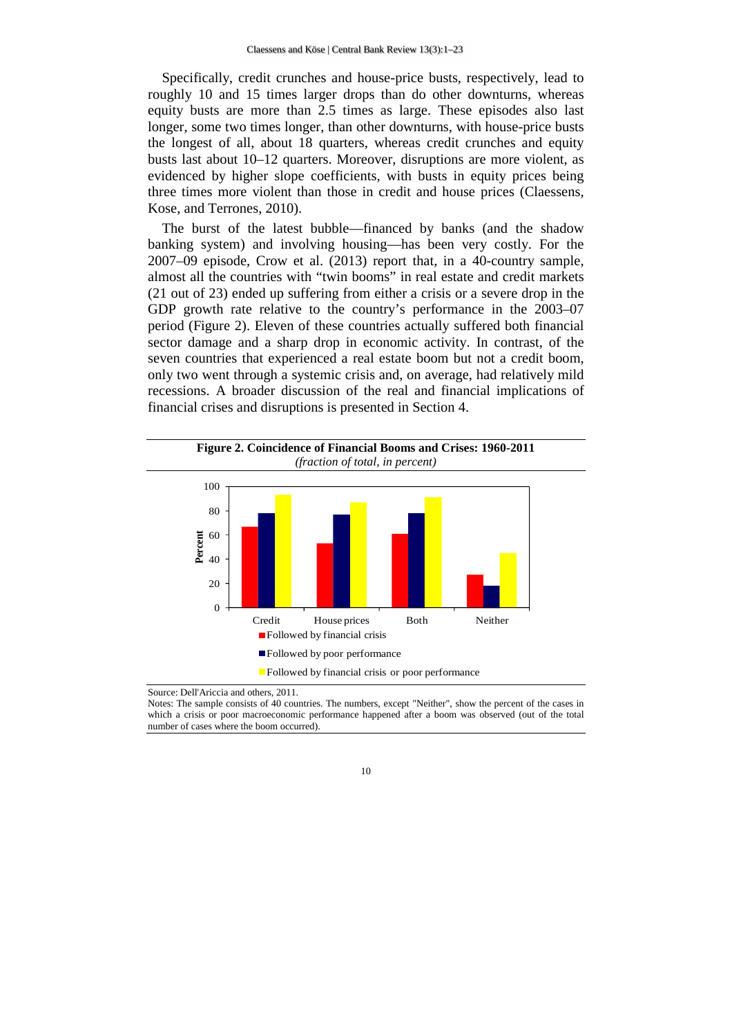Specifically, credit crunches and house-price busts, respectively, lead to roughly 10 and 15 times larger drops than do other downturns, whereas equity busts are more than 2.5 times as large. These episodes also last longer, some two times longer, than other downturns, with house-price busts the longest of all, about 18 quarters, whereas credit crunches and equity busts last about 10–12 quarters. Moreover, disruptions are more violent, as evidenced by higher slope coefficients, with busts in equity prices being three times more violent than those in credit and house prices (Claessens, Kose, and Terrones, 2010).

The burst of the latest bubble—financed by banks (and the shadow banking system) and involving housing—has been very costly. For the 2007–09 episode, Crow et al. (2013) report that, in a 40-country sample, almost all the countries with "twin booms" in real estate and credit markets (21 out of 23) ended up suffering from either a crisis or a severe drop in the GDP growth rate relative to the country's performance in the 2003–07 period (Figure 2). Eleven of these countries actually suffered both financial sector damage and a sharp drop in economic activity. In contrast, of the seven countries that experienced a real estate boom but not a credit boom, only two went through a systemic crisis and, on average, had relatively mild recessions. A broader discussion of the real and financial implications of financial crises and disruptions is presented in Section 4.

**Figure 2. Coincidence of Financial Booms and Crises: 1960-2011**
*(fraction of total, in percent)*

Source: Dell'Ariccia and others, 2011.

Notes: The sample consists of 40 countries. The numbers, except "Neither", show the percent of the cases in which a crisis or poor macroeconomic performance happened after a boom was observed (out of the total number of cases where the boom occurred).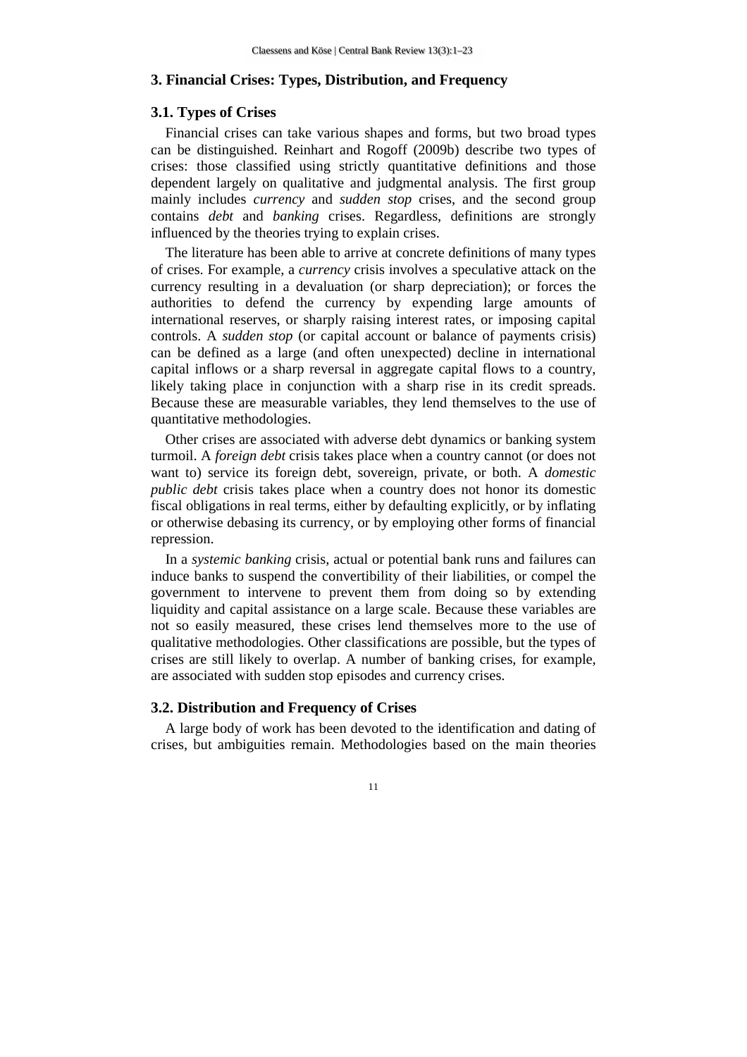## 3. Financial Crises: Types, Distribution, and Frequency

### 3.1. Types of Crises

Financial crises can take various shapes and forms, but two broad types can be distinguished. Reinhart and Rogoff (2009b) describe two types of crises: those classified using strictly quantitative definitions and those dependent largely on qualitative and judgmental analysis. The first group mainly includes *currency* and *sudden stop* crises, and the second group contains *debt* and *banking* crises. Regardless, definitions are strongly influenced by the theories trying to explain crises.

The literature has been able to arrive at concrete definitions of many types of crises. For example, a *currency* crisis involves a speculative attack on the currency resulting in a devaluation (or sharp depreciation); or forces the authorities to defend the currency by expending large amounts of international reserves, or sharply raising interest rates, or imposing capital controls. A *sudden stop* (or capital account or balance of payments crisis) can be defined as a large (and often unexpected) decline in international capital inflows or a sharp reversal in aggregate capital flows to a country, likely taking place in conjunction with a sharp rise in its credit spreads. Because these are measurable variables, they lend themselves to the use of quantitative methodologies.

Other crises are associated with adverse debt dynamics or banking system turmoil. A *foreign debt* crisis takes place when a country cannot (or does not want to) service its foreign debt, sovereign, private, or both. A *domestic public debt* crisis takes place when a country does not honor its domestic fiscal obligations in real terms, either by defaulting explicitly, or by inflating or otherwise debasing its currency, or by employing other forms of financial repression.

In a *systemic banking* crisis, actual or potential bank runs and failures can induce banks to suspend the convertibility of their liabilities, or compel the government to intervene to prevent them from doing so by extending liquidity and capital assistance on a large scale. Because these variables are not so easily measured, these crises lend themselves more to the use of qualitative methodologies. Other classifications are possible, but the types of crises are still likely to overlap. A number of banking crises, for example, are associated with sudden stop episodes and currency crises.

### 3.2. Distribution and Frequency of Crises

A large body of work has been devoted to the identification and dating of crises, but ambiguities remain. Methodologies based on the main theories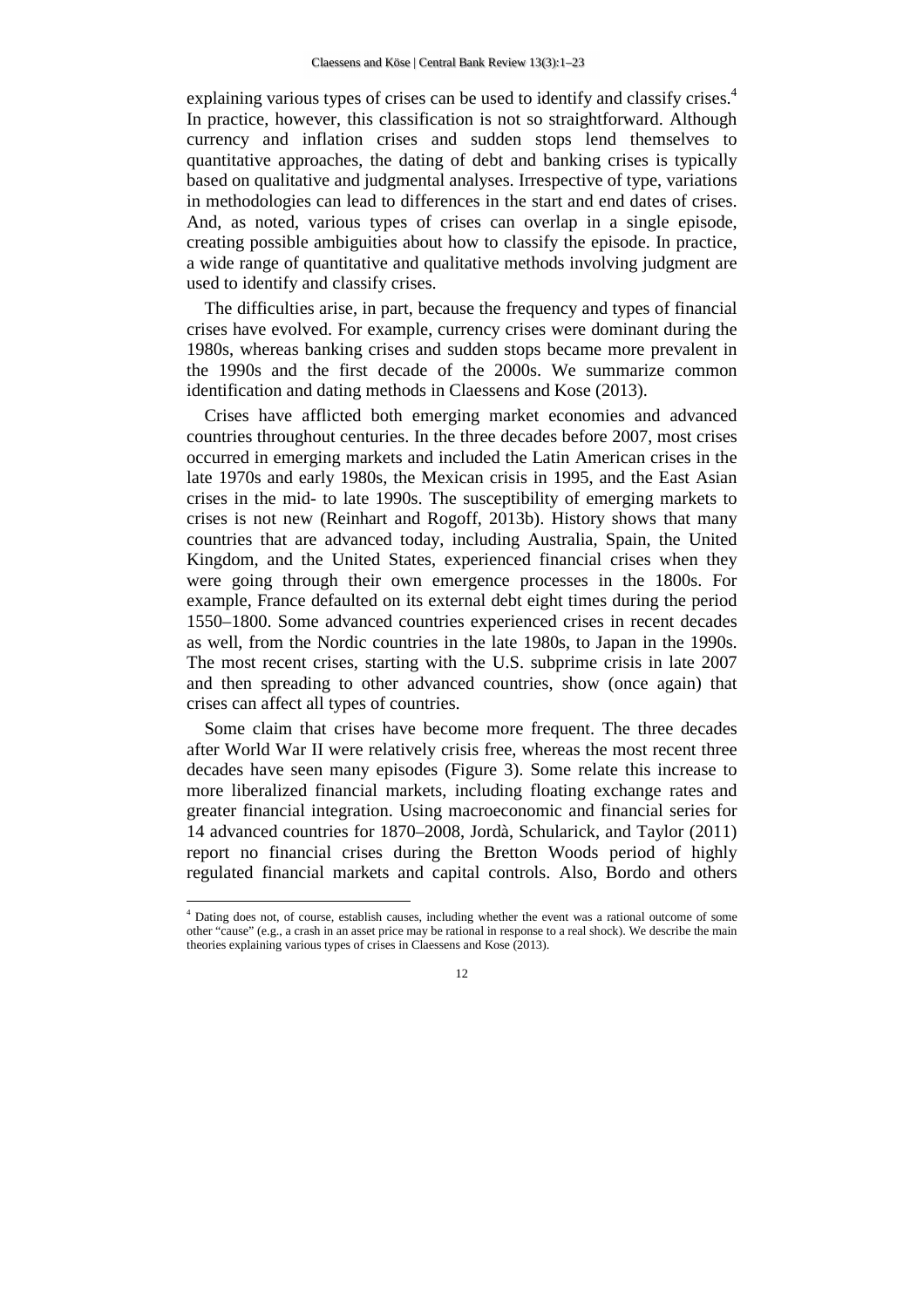explaining various types of crises can be used to identify and classify crises.[4] In practice, however, this classification is not so straightforward. Although currency and inflation crises and sudden stops lend themselves to quantitative approaches, the dating of debt and banking crises is typically based on qualitative and judgmental analyses. Irrespective of type, variations in methodologies can lead to differences in the start and end dates of crises. And, as noted, various types of crises can overlap in a single episode, creating possible ambiguities about how to classify the episode. In practice, a wide range of quantitative and qualitative methods involving judgment are used to identify and classify crises.

The difficulties arise, in part, because the frequency and types of financial crises have evolved. For example, currency crises were dominant during the 1980s, whereas banking crises and sudden stops became more prevalent in the 1990s and the first decade of the 2000s. We summarize common identification and dating methods in Claessens and Kose (2013).

Crises have afflicted both emerging market economies and advanced countries throughout centuries. In the three decades before 2007, most crises occurred in emerging markets and included the Latin American crises in the late 1970s and early 1980s, the Mexican crisis in 1995, and the East Asian crises in the mid- to late 1990s. The susceptibility of emerging markets to crises is not new (Reinhart and Rogoff, 2013b). History shows that many countries that are advanced today, including Australia, Spain, the United Kingdom, and the United States, experienced financial crises when they were going through their own emergence processes in the 1800s. For example, France defaulted on its external debt eight times during the period 1550–1800. Some advanced countries experienced crises in recent decades as well, from the Nordic countries in the late 1980s, to Japan in the 1990s. The most recent crises, starting with the U.S. subprime crisis in late 2007 and then spreading to other advanced countries, show (once again) that crises can affect all types of countries.

Some claim that crises have become more frequent. The three decades after World War II were relatively crisis free, whereas the most recent three decades have seen many episodes (Figure 3). Some relate this increase to more liberalized financial markets, including floating exchange rates and greater financial integration. Using macroeconomic and financial series for 14 advanced countries for 1870–2008, Jordà, Schularick, and Taylor (2011) report no financial crises during the Bretton Woods period of highly regulated financial markets and capital controls. Also, Bordo and others

[4] Dating does not, of course, establish causes, including whether the event was a rational outcome of some other "cause" (e.g., a crash in an asset price may be rational in response to a real shock). We describe the main theories explaining various types of crises in Claessens and Kose (2013).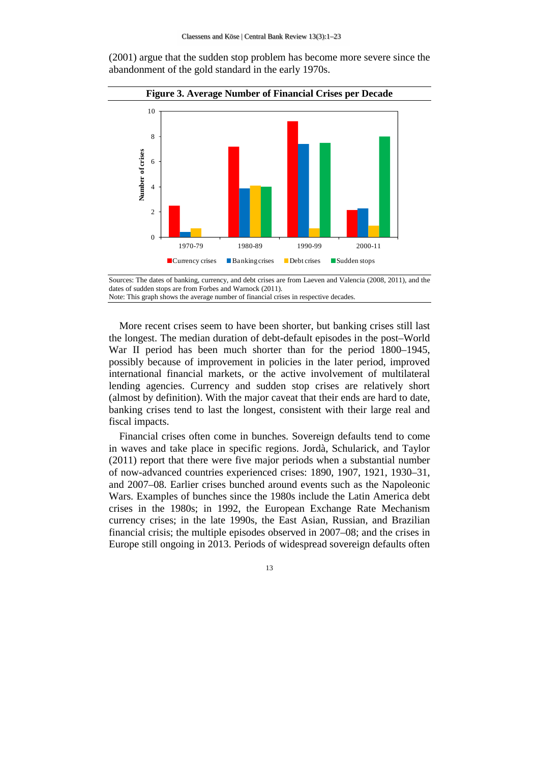(2001) argue that the sudden stop problem has become more severe since the abandonment of the gold standard in the early 1970s.

**Figure 3. Average Number of Financial Crises per Decade**

Sources: The dates of banking, currency, and debt crises are from Laeven and Valencia (2008, 2011), and the dates of sudden stops are from Forbes and Warnock (2011).
Note: This graph shows the average number of financial crises in respective decades.

More recent crises seem to have been shorter, but banking crises still last the longest. The median duration of debt-default episodes in the post–World War II period has been much shorter than for the period 1800–1945, possibly because of improvement in policies in the later period, improved international financial markets, or the active involvement of multilateral lending agencies. Currency and sudden stop crises are relatively short (almost by definition). With the major caveat that their ends are hard to date, banking crises tend to last the longest, consistent with their large real and fiscal impacts.

Financial crises often come in bunches. Sovereign defaults tend to come in waves and take place in specific regions. Jordà, Schularick, and Taylor (2011) report that there were five major periods when a substantial number of now-advanced countries experienced crises: 1890, 1907, 1921, 1930–31, and 2007–08. Earlier crises bunched around events such as the Napoleonic Wars. Examples of bunches since the 1980s include the Latin America debt crises in the 1980s; in 1992, the European Exchange Rate Mechanism currency crises; in the late 1990s, the East Asian, Russian, and Brazilian financial crisis; the multiple episodes observed in 2007–08; and the crises in Europe still ongoing in 2013. Periods of widespread sovereign defaults often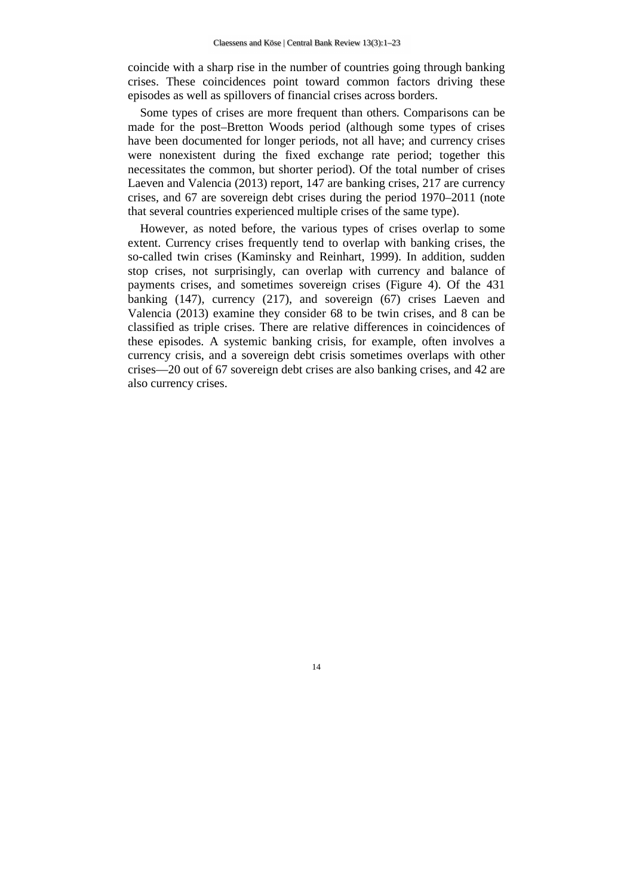coincide with a sharp rise in the number of countries going through banking crises. These coincidences point toward common factors driving these episodes as well as spillovers of financial crises across borders.

Some types of crises are more frequent than others. Comparisons can be made for the post–Bretton Woods period (although some types of crises have been documented for longer periods, not all have; and currency crises were nonexistent during the fixed exchange rate period; together this necessitates the common, but shorter period). Of the total number of crises Laeven and Valencia (2013) report, 147 are banking crises, 217 are currency crises, and 67 are sovereign debt crises during the period 1970–2011 (note that several countries experienced multiple crises of the same type).

However, as noted before, the various types of crises overlap to some extent. Currency crises frequently tend to overlap with banking crises, the so-called twin crises (Kaminsky and Reinhart, 1999). In addition, sudden stop crises, not surprisingly, can overlap with currency and balance of payments crises, and sometimes sovereign crises (Figure 4). Of the 431 banking (147), currency (217), and sovereign (67) crises Laeven and Valencia (2013) examine they consider 68 to be twin crises, and 8 can be classified as triple crises. There are relative differences in coincidences of these episodes. A systemic banking crisis, for example, often involves a currency crisis, and a sovereign debt crisis sometimes overlaps with other crises—20 out of 67 sovereign debt crises are also banking crises, and 42 are also currency crises.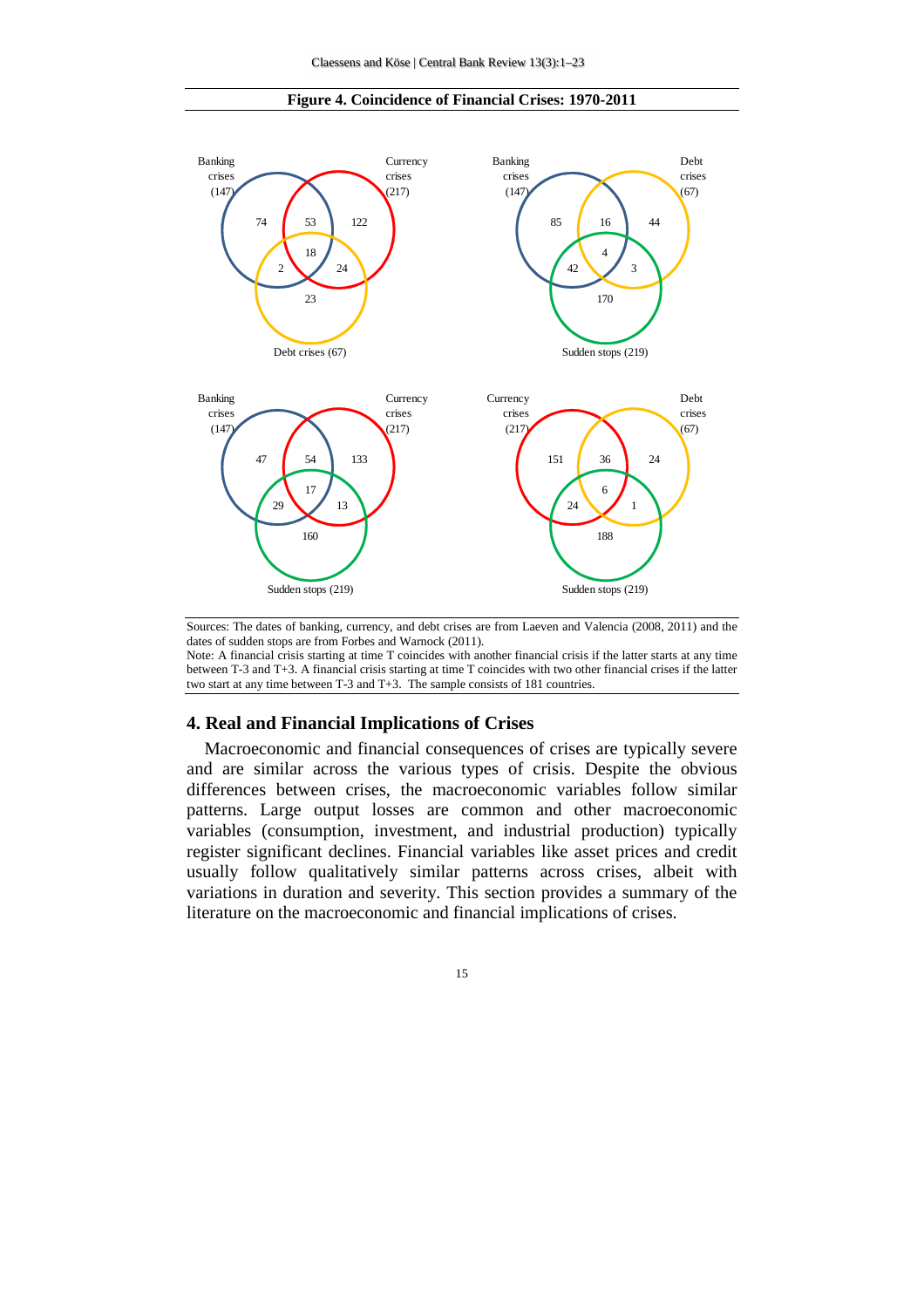**Figure 4. Coincidence of Financial Crises: 1970-2011**

Sources: The dates of banking, currency, and debt crises are from Laeven and Valencia (2008, 2011) and the dates of sudden stops are from Forbes and Warnock (2011).

Note: A financial crisis starting at time T coincides with another financial crisis if the latter starts at any time between T-3 and T+3. A financial crisis starting at time T coincides with two other financial crises if the latter two start at any time between T-3 and T+3. The sample consists of 181 countries.

## 4. Real and Financial Implications of Crises

Macroeconomic and financial consequences of crises are typically severe and are similar across the various types of crisis. Despite the obvious differences between crises, the macroeconomic variables follow similar patterns. Large output losses are common and other macroeconomic variables (consumption, investment, and industrial production) typically register significant declines. Financial variables like asset prices and credit usually follow qualitatively similar patterns across crises, albeit with variations in duration and severity. This section provides a summary of the literature on the macroeconomic and financial implications of crises.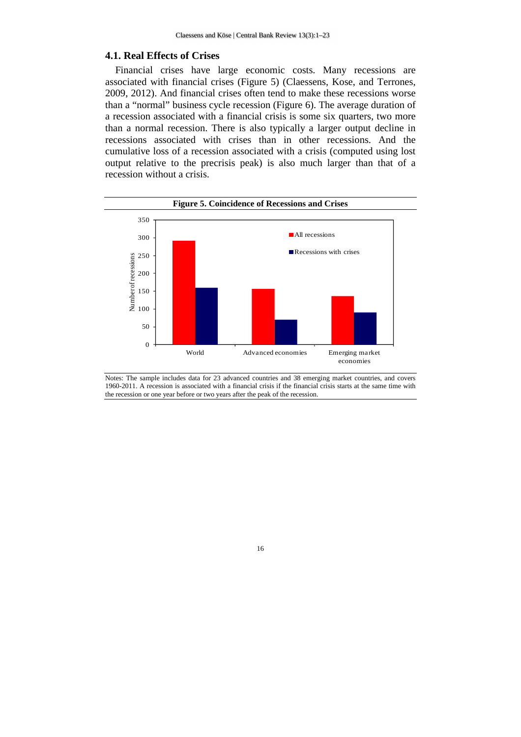### 4.1. Real Effects of Crises

Financial crises have large economic costs. Many recessions are associated with financial crises (Figure 5) (Claessens, Kose, and Terrones, 2009, 2012). And financial crises often tend to make these recessions worse than a "normal" business cycle recession (Figure 6). The average duration of a recession associated with a financial crisis is some six quarters, two more than a normal recession. There is also typically a larger output decline in recessions associated with crises than in other recessions. And the cumulative loss of a recession associated with a crisis (computed using lost output relative to the precrisis peak) is also much larger than that of a recession without a crisis.

**Figure 5. Coincidence of Recessions and Crises**

Notes: The sample includes data for 23 advanced countries and 38 emerging market countries, and covers 1960-2011. A recession is associated with a financial crisis if the financial crisis starts at the same time with the recession or one year before or two years after the peak of the recession.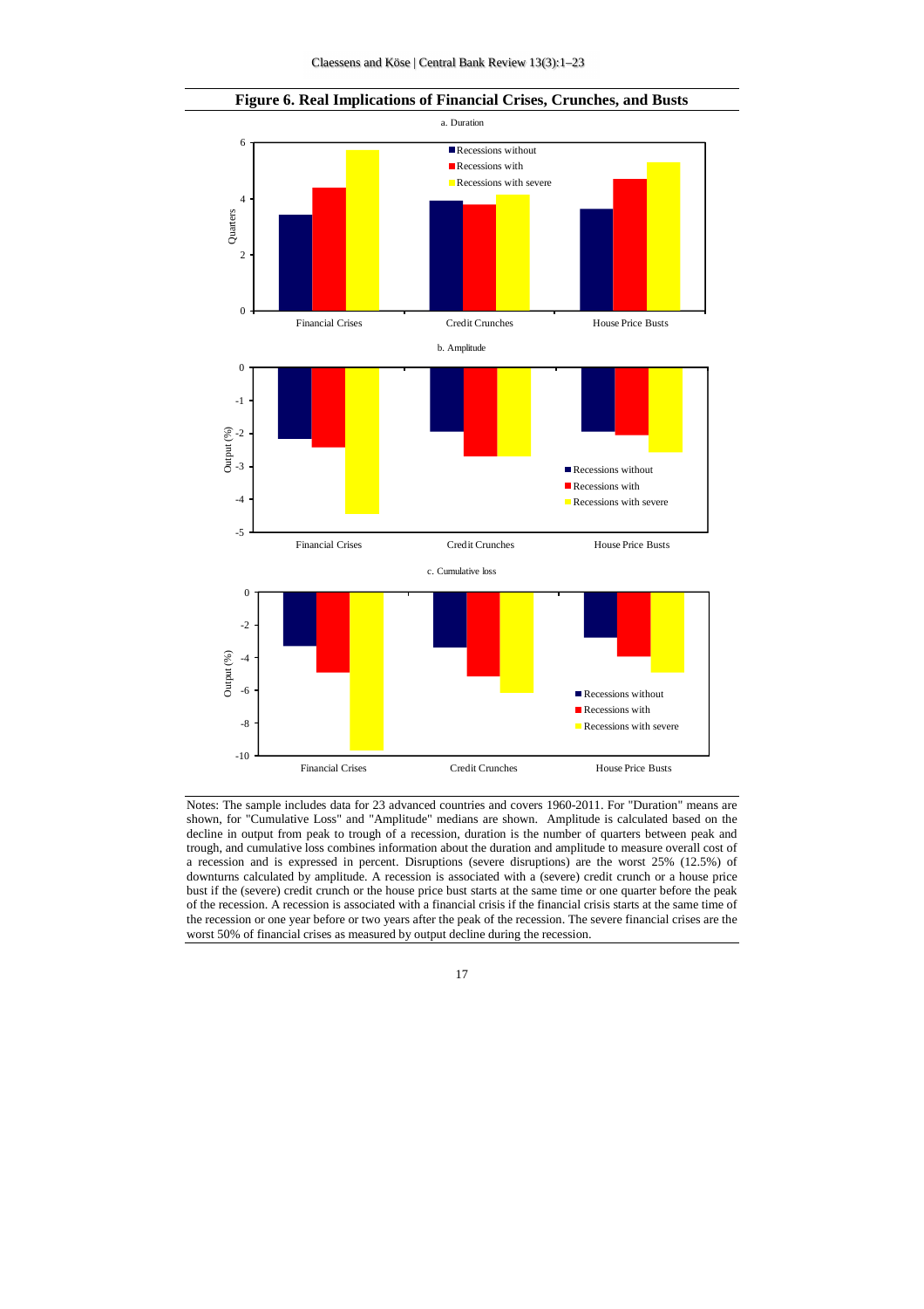**Figure 6. Real Implications of Financial Crises, Crunches, and Busts**

a. Duration

b. Amplitude

c. Cumulative loss

Notes: The sample includes data for 23 advanced countries and covers 1960-2011. For "Duration" means are shown, for "Cumulative Loss" and "Amplitude" medians are shown. Amplitude is calculated based on the decline in output from peak to trough of a recession, duration is the number of quarters between peak and trough, and cumulative loss combines information about the duration and amplitude to measure overall cost of a recession and is expressed in percent. Disruptions (severe disruptions) are the worst 25% (12.5%) of downturns calculated by amplitude. A recession is associated with a (severe) credit crunch or a house price bust if the (severe) credit crunch or the house price bust starts at the same time or one quarter before the peak of the recession. A recession is associated with a financial crisis if the financial crisis starts at the same time of the recession or one year before or two years after the peak of the recession. The severe financial crises are the worst 50% of financial crises as measured by output decline during the recession.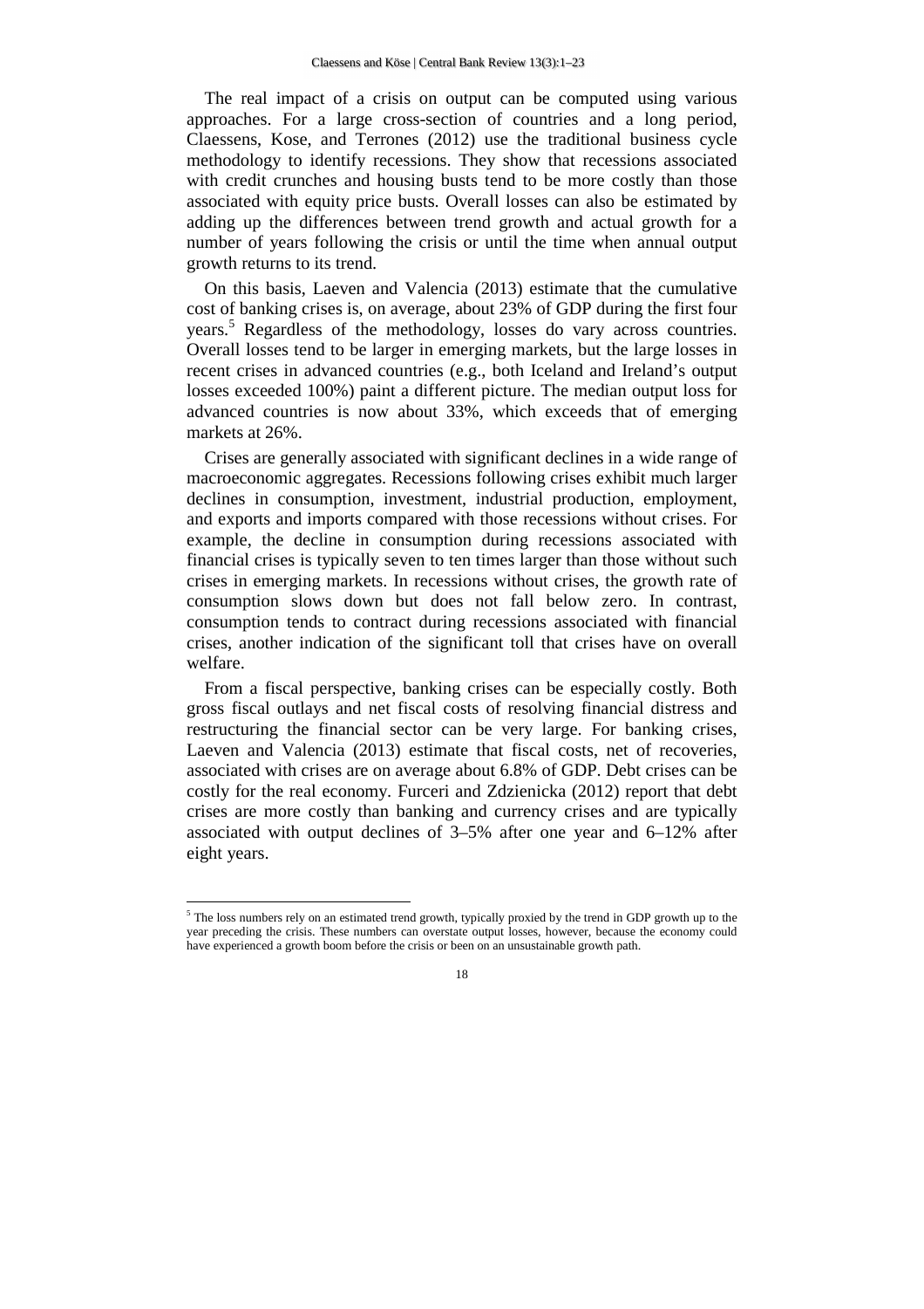The real impact of a crisis on output can be computed using various approaches. For a large cross-section of countries and a long period, Claessens, Kose, and Terrones (2012) use the traditional business cycle methodology to identify recessions. They show that recessions associated with credit crunches and housing busts tend to be more costly than those associated with equity price busts. Overall losses can also be estimated by adding up the differences between trend growth and actual growth for a number of years following the crisis or until the time when annual output growth returns to its trend.

On this basis, Laeven and Valencia (2013) estimate that the cumulative cost of banking crises is, on average, about 23% of GDP during the first four years.[5] Regardless of the methodology, losses do vary across countries. Overall losses tend to be larger in emerging markets, but the large losses in recent crises in advanced countries (e.g., both Iceland and Ireland's output losses exceeded 100%) paint a different picture. The median output loss for advanced countries is now about 33%, which exceeds that of emerging markets at 26%.

Crises are generally associated with significant declines in a wide range of macroeconomic aggregates. Recessions following crises exhibit much larger declines in consumption, investment, industrial production, employment, and exports and imports compared with those recessions without crises. For example, the decline in consumption during recessions associated with financial crises is typically seven to ten times larger than those without such crises in emerging markets. In recessions without crises, the growth rate of consumption slows down but does not fall below zero. In contrast, consumption tends to contract during recessions associated with financial crises, another indication of the significant toll that crises have on overall welfare.

From a fiscal perspective, banking crises can be especially costly. Both gross fiscal outlays and net fiscal costs of resolving financial distress and restructuring the financial sector can be very large. For banking crises, Laeven and Valencia (2013) estimate that fiscal costs, net of recoveries, associated with crises are on average about 6.8% of GDP. Debt crises can be costly for the real economy. Furceri and Zdzienicka (2012) report that debt crises are more costly than banking and currency crises and are typically associated with output declines of 3–5% after one year and 6–12% after eight years.

---

[5] The loss numbers rely on an estimated trend growth, typically proxied by the trend in GDP growth up to the year preceding the crisis. These numbers can overstate output losses, however, because the economy could have experienced a growth boom before the crisis or been on an unsustainable growth path.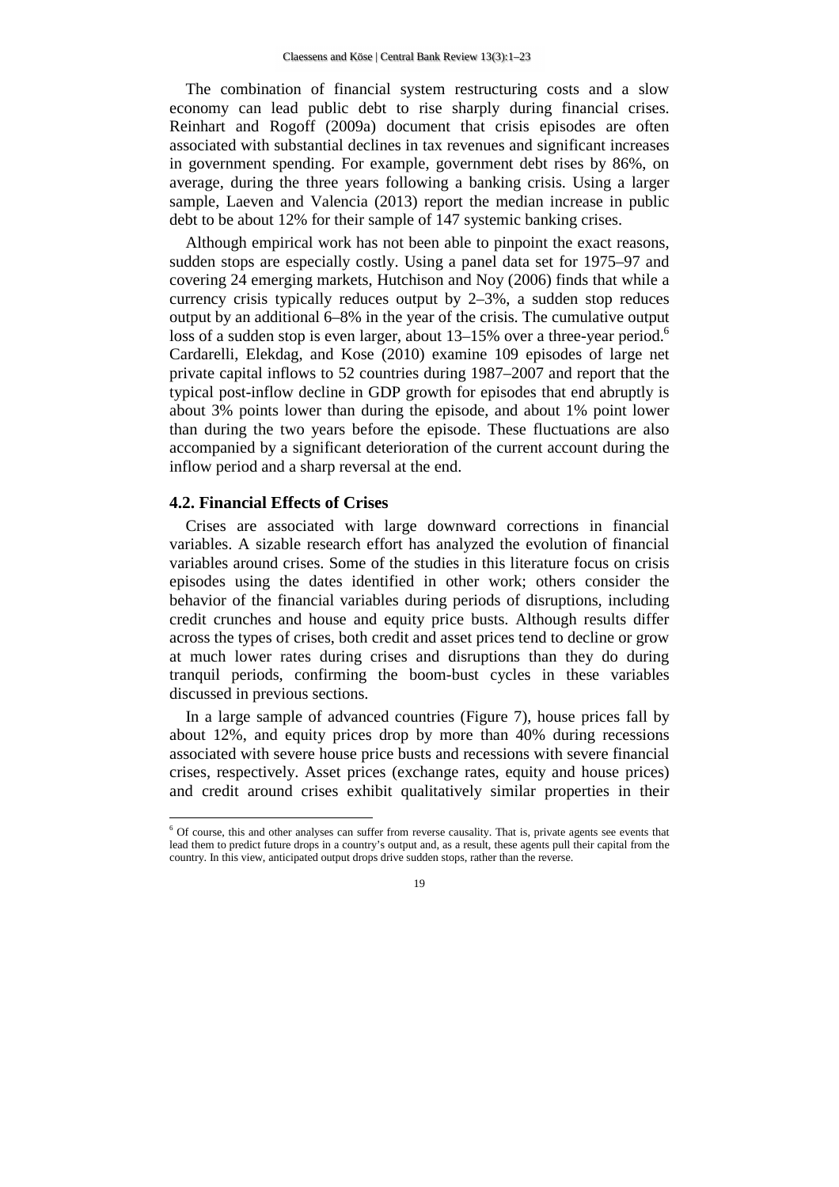The combination of financial system restructuring costs and a slow economy can lead public debt to rise sharply during financial crises. Reinhart and Rogoff (2009a) document that crisis episodes are often associated with substantial declines in tax revenues and significant increases in government spending. For example, government debt rises by 86%, on average, during the three years following a banking crisis. Using a larger sample, Laeven and Valencia (2013) report the median increase in public debt to be about 12% for their sample of 147 systemic banking crises.

Although empirical work has not been able to pinpoint the exact reasons, sudden stops are especially costly. Using a panel data set for 1975–97 and covering 24 emerging markets, Hutchison and Noy (2006) finds that while a currency crisis typically reduces output by 2–3%, a sudden stop reduces output by an additional 6–8% in the year of the crisis. The cumulative output loss of a sudden stop is even larger, about 13–15% over a three-year period.[6] Cardarelli, Elekdag, and Kose (2010) examine 109 episodes of large net private capital inflows to 52 countries during 1987–2007 and report that the typical post-inflow decline in GDP growth for episodes that end abruptly is about 3% points lower than during the episode, and about 1% point lower than during the two years before the episode. These fluctuations are also accompanied by a significant deterioration of the current account during the inflow period and a sharp reversal at the end.

### 4.2. Financial Effects of Crises

Crises are associated with large downward corrections in financial variables. A sizable research effort has analyzed the evolution of financial variables around crises. Some of the studies in this literature focus on crisis episodes using the dates identified in other work; others consider the behavior of the financial variables during periods of disruptions, including credit crunches and house and equity price busts. Although results differ across the types of crises, both credit and asset prices tend to decline or grow at much lower rates during crises and disruptions than they do during tranquil periods, confirming the boom-bust cycles in these variables discussed in previous sections.

In a large sample of advanced countries (Figure 7), house prices fall by about 12%, and equity prices drop by more than 40% during recessions associated with severe house price busts and recessions with severe financial crises, respectively. Asset prices (exchange rates, equity and house prices) and credit around crises exhibit qualitatively similar properties in their

[6] Of course, this and other analyses can suffer from reverse causality. That is, private agents see events that lead them to predict future drops in a country's output and, as a result, these agents pull their capital from the country. In this view, anticipated output drops drive sudden stops, rather than the reverse.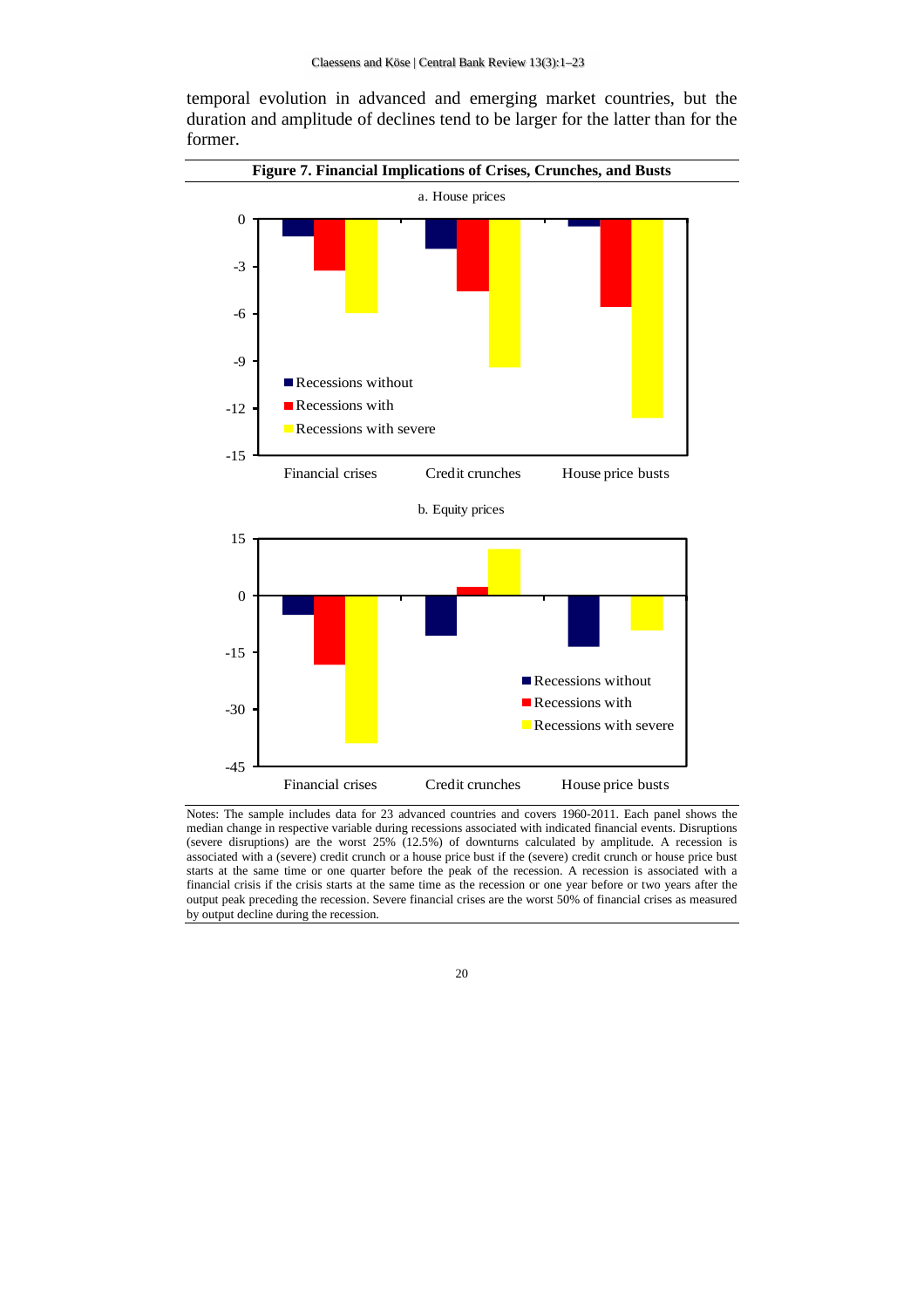temporal evolution in advanced and emerging market countries, but the duration and amplitude of declines tend to be larger for the latter than for the former.

**Figure 7. Financial Implications of Crises, Crunches, and Busts**

a. House prices

b. Equity prices

Notes: The sample includes data for 23 advanced countries and covers 1960-2011. Each panel shows the median change in respective variable during recessions associated with indicated financial events. Disruptions (severe disruptions) are the worst 25% (12.5%) of downturns calculated by amplitude. A recession is associated with a (severe) credit crunch or a house price bust if the (severe) credit crunch or house price bust starts at the same time or one quarter before the peak of the recession. A recession is associated with a financial crisis if the crisis starts at the same time as the recession or one year before or two years after the output peak preceding the recession. Severe financial crises are the worst 50% of financial crises as measured by output decline during the recession.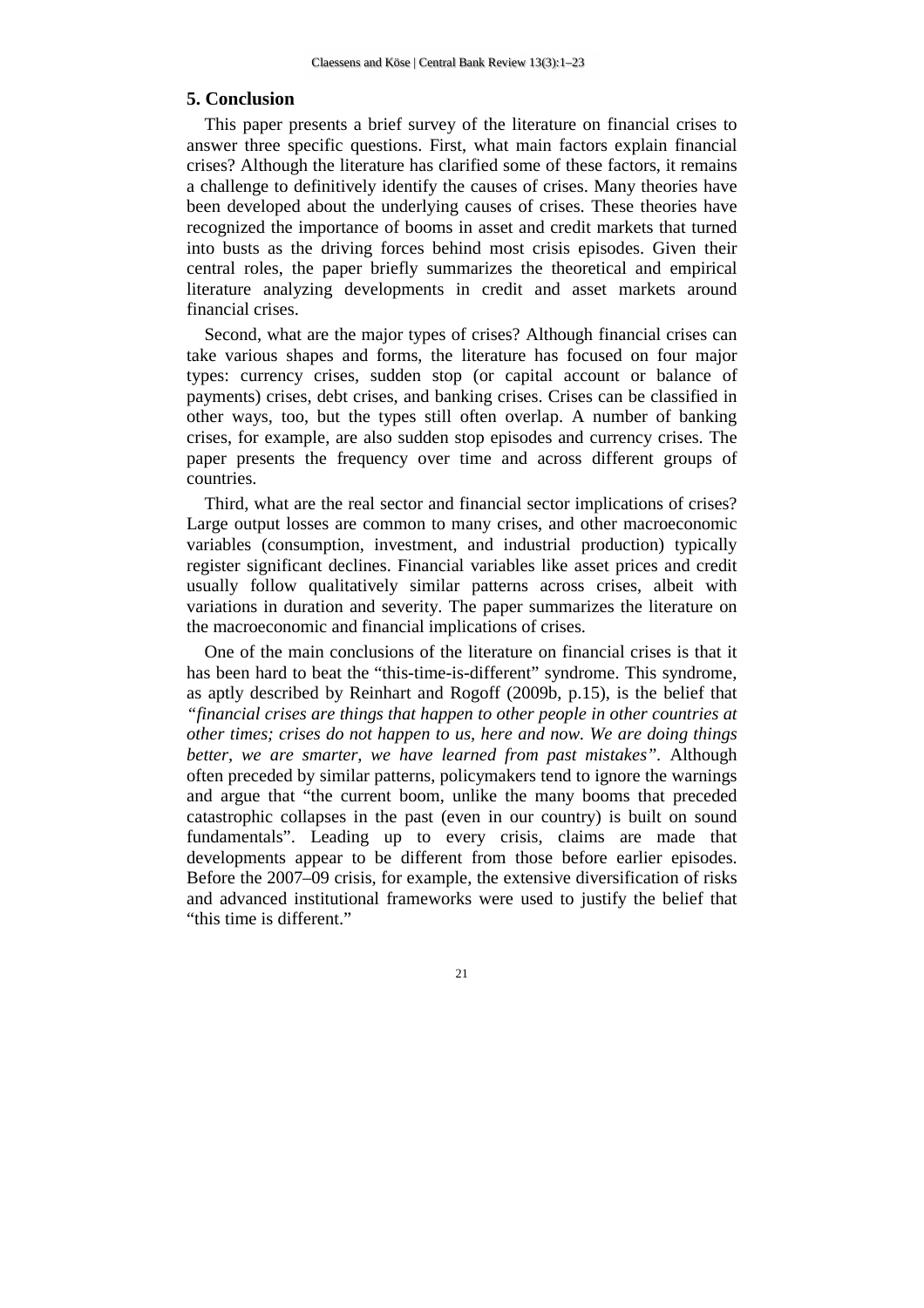## 5. Conclusion

This paper presents a brief survey of the literature on financial crises to answer three specific questions. First, what main factors explain financial crises? Although the literature has clarified some of these factors, it remains a challenge to definitively identify the causes of crises. Many theories have been developed about the underlying causes of crises. These theories have recognized the importance of booms in asset and credit markets that turned into busts as the driving forces behind most crisis episodes. Given their central roles, the paper briefly summarizes the theoretical and empirical literature analyzing developments in credit and asset markets around financial crises.

Second, what are the major types of crises? Although financial crises can take various shapes and forms, the literature has focused on four major types: currency crises, sudden stop (or capital account or balance of payments) crises, debt crises, and banking crises. Crises can be classified in other ways, too, but the types still often overlap. A number of banking crises, for example, are also sudden stop episodes and currency crises. The paper presents the frequency over time and across different groups of countries.

Third, what are the real sector and financial sector implications of crises? Large output losses are common to many crises, and other macroeconomic variables (consumption, investment, and industrial production) typically register significant declines. Financial variables like asset prices and credit usually follow qualitatively similar patterns across crises, albeit with variations in duration and severity. The paper summarizes the literature on the macroeconomic and financial implications of crises.

One of the main conclusions of the literature on financial crises is that it has been hard to beat the "this-time-is-different" syndrome. This syndrome, as aptly described by Reinhart and Rogoff (2009b, p.15), is the belief that *"financial crises are things that happen to other people in other countries at other times; crises do not happen to us, here and now. We are doing things better, we are smarter, we have learned from past mistakes"*. Although often preceded by similar patterns, policymakers tend to ignore the warnings and argue that "the current boom, unlike the many booms that preceded catastrophic collapses in the past (even in our country) is built on sound fundamentals". Leading up to every crisis, claims are made that developments appear to be different from those before earlier episodes. Before the 2007–09 crisis, for example, the extensive diversification of risks and advanced institutional frameworks were used to justify the belief that "this time is different."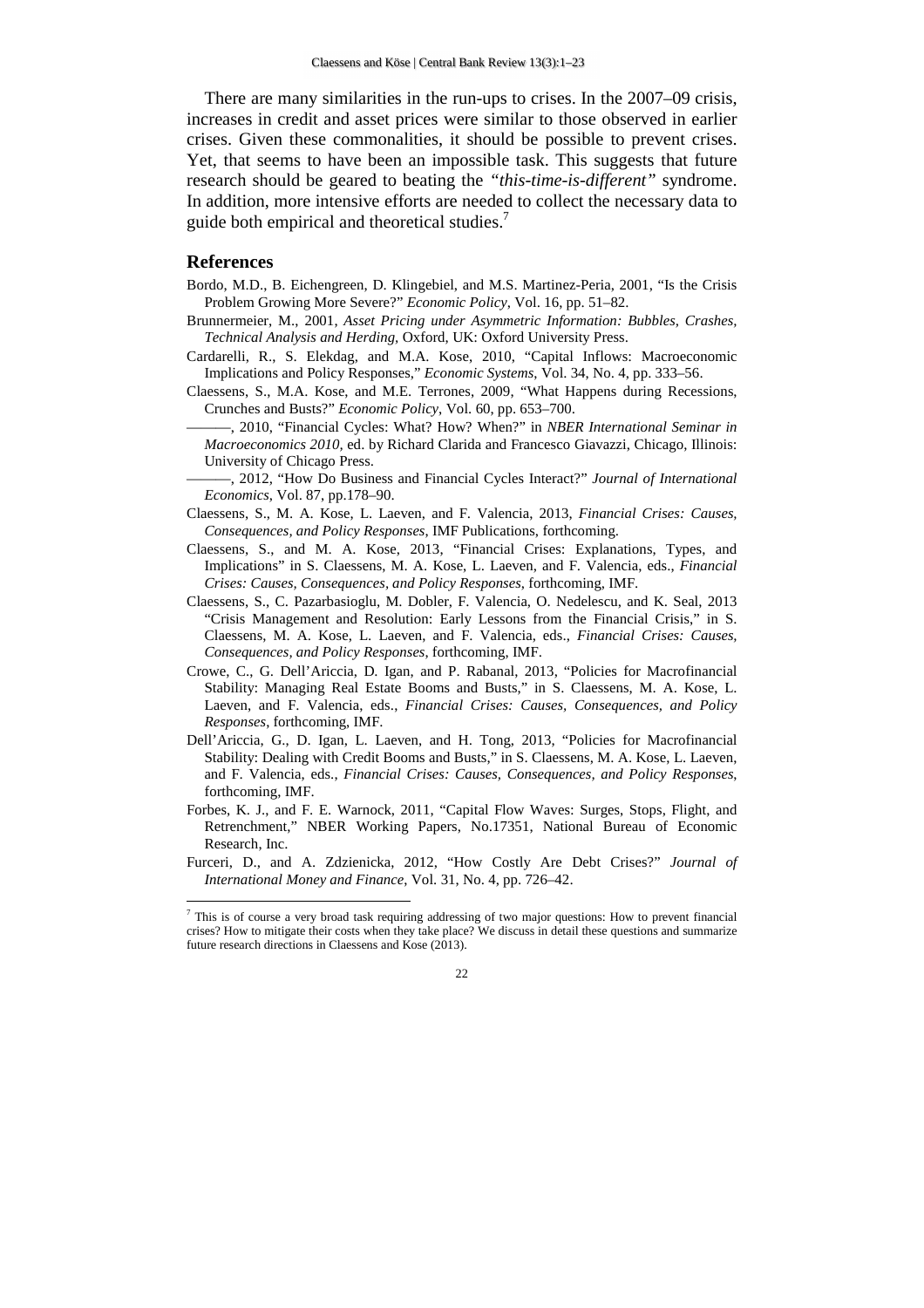There are many similarities in the run-ups to crises. In the 2007–09 crisis, increases in credit and asset prices were similar to those observed in earlier crises. Given these commonalities, it should be possible to prevent crises. Yet, that seems to have been an impossible task. This suggests that future research should be geared to beating the *"this-time-is-different"* syndrome. In addition, more intensive efforts are needed to collect the necessary data to guide both empirical and theoretical studies.[7]

## References

Bordo, M.D., B. Eichengreen, D. Klingebiel, and M.S. Martinez-Peria, 2001, "Is the Crisis Problem Growing More Severe?" *Economic Policy*, Vol. 16, pp. 51–82.

Brunnermeier, M., 2001, *Asset Pricing under Asymmetric Information: Bubbles, Crashes, Technical Analysis and Herding*, Oxford, UK: Oxford University Press.

Cardarelli, R., S. Elekdag, and M.A. Kose, 2010, "Capital Inflows: Macroeconomic Implications and Policy Responses," *Economic Systems*, Vol. 34, No. 4, pp. 333–56.

Claessens, S., M.A. Kose, and M.E. Terrones, 2009, "What Happens during Recessions, Crunches and Busts?" *Economic Policy*, Vol. 60, pp. 653–700.

———, 2010, "Financial Cycles: What? How? When?" in *NBER International Seminar in Macroeconomics 2010*, ed. by Richard Clarida and Francesco Giavazzi, Chicago, Illinois: University of Chicago Press.

———, 2012, "How Do Business and Financial Cycles Interact?" *Journal of International Economics*, Vol. 87, pp.178–90.

Claessens, S., M. A. Kose, L. Laeven, and F. Valencia, 2013, *Financial Crises: Causes, Consequences, and Policy Responses*, IMF Publications, forthcoming.

Claessens, S., and M. A. Kose, 2013, "Financial Crises: Explanations, Types, and Implications" in S. Claessens, M. A. Kose, L. Laeven, and F. Valencia, eds., *Financial Crises: Causes, Consequences, and Policy Responses*, forthcoming, IMF.

Claessens, S., C. Pazarbasioglu, M. Dobler, F. Valencia, O. Nedelescu, and K. Seal, 2013 "Crisis Management and Resolution: Early Lessons from the Financial Crisis," in S. Claessens, M. A. Kose, L. Laeven, and F. Valencia, eds., *Financial Crises: Causes, Consequences, and Policy Responses*, forthcoming, IMF.

Crowe, C., G. Dell'Ariccia, D. Igan, and P. Rabanal, 2013, "Policies for Macrofinancial Stability: Managing Real Estate Booms and Busts," in S. Claessens, M. A. Kose, L. Laeven, and F. Valencia, eds., *Financial Crises: Causes, Consequences, and Policy Responses*, forthcoming, IMF.

Dell'Ariccia, G., D. Igan, L. Laeven, and H. Tong, 2013, "Policies for Macrofinancial Stability: Dealing with Credit Booms and Busts," in S. Claessens, M. A. Kose, L. Laeven, and F. Valencia, eds., *Financial Crises: Causes, Consequences, and Policy Responses*, forthcoming, IMF.

Forbes, K. J., and F. E. Warnock, 2011, "Capital Flow Waves: Surges, Stops, Flight, and Retrenchment," NBER Working Papers, No.17351, National Bureau of Economic Research, Inc.

Furceri, D., and A. Zdzienicka, 2012, "How Costly Are Debt Crises?" *Journal of International Money and Finance*, Vol. 31, No. 4, pp. 726–42.

---

[7] This is of course a very broad task requiring addressing of two major questions: How to prevent financial crises? How to mitigate their costs when they take place? We discuss in detail these questions and summarize future research directions in Claessens and Kose (2013).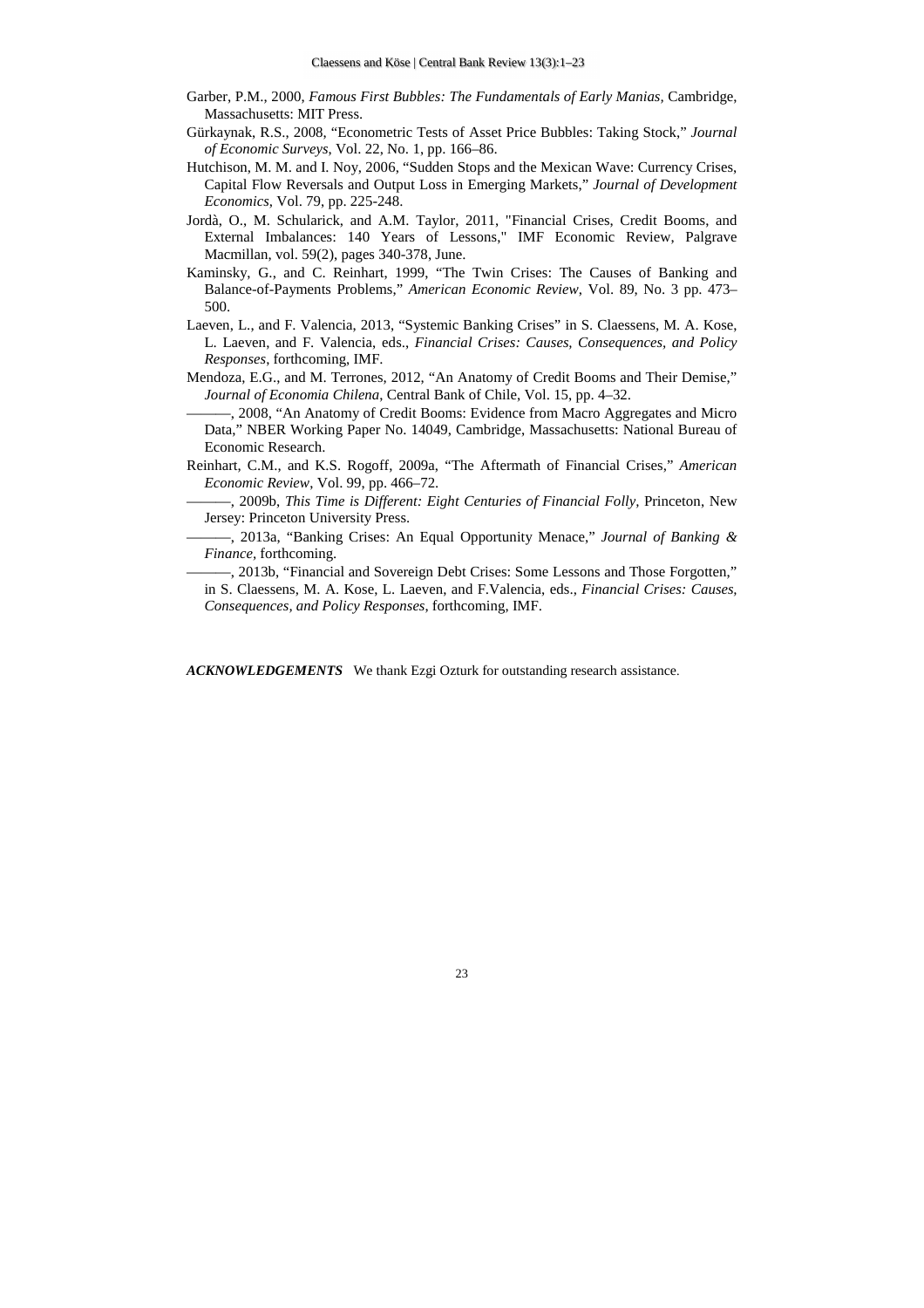Garber, P.M., 2000, *Famous First Bubbles: The Fundamentals of Early Manias*, Cambridge, Massachusetts: MIT Press.

Gürkaynak, R.S., 2008, "Econometric Tests of Asset Price Bubbles: Taking Stock," *Journal of Economic Surveys*, Vol. 22, No. 1, pp. 166–86.

Hutchison, M. M. and I. Noy, 2006, "Sudden Stops and the Mexican Wave: Currency Crises, Capital Flow Reversals and Output Loss in Emerging Markets," *Journal of Development Economics*, Vol. 79, pp. 225-248.

Jordà, O., M. Schularick, and A.M. Taylor, 2011, "Financial Crises, Credit Booms, and External Imbalances: 140 Years of Lessons," IMF Economic Review, Palgrave Macmillan, vol. 59(2), pages 340-378, June.

Kaminsky, G., and C. Reinhart, 1999, "The Twin Crises: The Causes of Banking and Balance-of-Payments Problems," *American Economic Review*, Vol. 89, No. 3 pp. 473–500.

Laeven, L., and F. Valencia, 2013, "Systemic Banking Crises" in S. Claessens, M. A. Kose, L. Laeven, and F. Valencia, eds., *Financial Crises: Causes, Consequences, and Policy Responses*, forthcoming, IMF.

Mendoza, E.G., and M. Terrones, 2012, "An Anatomy of Credit Booms and Their Demise," *Journal of Economia Chilena*, Central Bank of Chile, Vol. 15, pp. 4–32.

———, 2008, "An Anatomy of Credit Booms: Evidence from Macro Aggregates and Micro Data," NBER Working Paper No. 14049, Cambridge, Massachusetts: National Bureau of Economic Research.

Reinhart, C.M., and K.S. Rogoff, 2009a, "The Aftermath of Financial Crises," *American Economic Review*, Vol. 99, pp. 466–72.

———, 2009b, *This Time is Different: Eight Centuries of Financial Folly*, Princeton, New Jersey: Princeton University Press.

———, 2013a, "Banking Crises: An Equal Opportunity Menace," *Journal of Banking & Finance*, forthcoming.

———, 2013b, "Financial and Sovereign Debt Crises: Some Lessons and Those Forgotten," in S. Claessens, M. A. Kose, L. Laeven, and F.Valencia, eds., *Financial Crises: Causes, Consequences, and Policy Responses*, forthcoming, IMF.

***ACKNOWLEDGEMENTS*** We thank Ezgi Ozturk for outstanding research assistance.